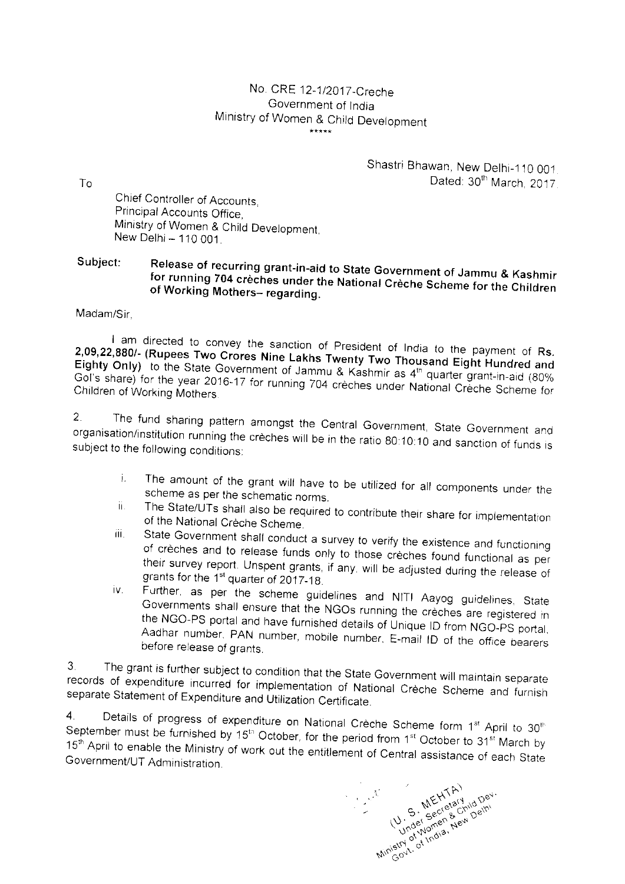No. CRE 12-1/2017-Creche
Government of India
Ministry of Women & Child Development
\*\*\*\*\*

Shastri Bhawan, New Delhi-110 001.
Dated: 30th March, 2017.

To

Chief Controller of Accounts,
Principal Accounts Office,
Ministry of Women & Child Development,
New Delhi – 110 001.

**Subject: Release of recurring grant-in-aid to State Government of Jammu & Kashmir for running 704 crèches under the National Crèche Scheme for the Children of Working Mothers– regarding.**

Madam/Sir,

I am directed to convey the sanction of President of India to the payment of **Rs. 2,09,22,880/- (Rupees Two Crores Nine Lakhs Twenty Two Thousand Eight Hundred and Eighty Only)** to the State Government of Jammu & Kashmir as 4th quarter grant-in-aid (80% GoI's share) for the year 2016-17 for running 704 crèches under National Crèche Scheme for Children of Working Mothers.

2. The fund sharing pattern amongst the Central Government, State Government and organisation/institution running the crèches will be in the ratio 80:10:10 and sanction of funds is subject to the following conditions:

i. The amount of the grant will have to be utilized for all components under the scheme as per the schematic norms.

ii. The State/UTs shall also be required to contribute their share for implementation of the National Crèche Scheme.

iii. State Government shall conduct a survey to verify the existence and functioning of crèches and to release funds only to those crèches found functional as per their survey report. Unspent grants, if any, will be adjusted during the release of grants for the 1st quarter of 2017-18.

iv. Further, as per the scheme guidelines and NITI Aayog guidelines, State Governments shall ensure that the NGOs running the crèches are registered in the NGO-PS portal and have furnished details of Unique ID from NGO-PS portal, Aadhar number, PAN number, mobile number, E-mail ID of the office bearers before release of grants.

3. The grant is further subject to condition that the State Government will maintain separate records of expenditure incurred for implementation of National Crèche Scheme and furnish separate Statement of Expenditure and Utilization Certificate.

4. Details of progress of expenditure on National Crèche Scheme form 1st April to 30th September must be furnished by 15th October, for the period from 1st October to 31st March by 15th April to enable the Ministry of work out the entitlement of Central assistance of each State Government/UT Administration.

(U. S. MEHTA)
Under Secretary
Ministry of Women & Child Dev.
Govt. of India, New Delhi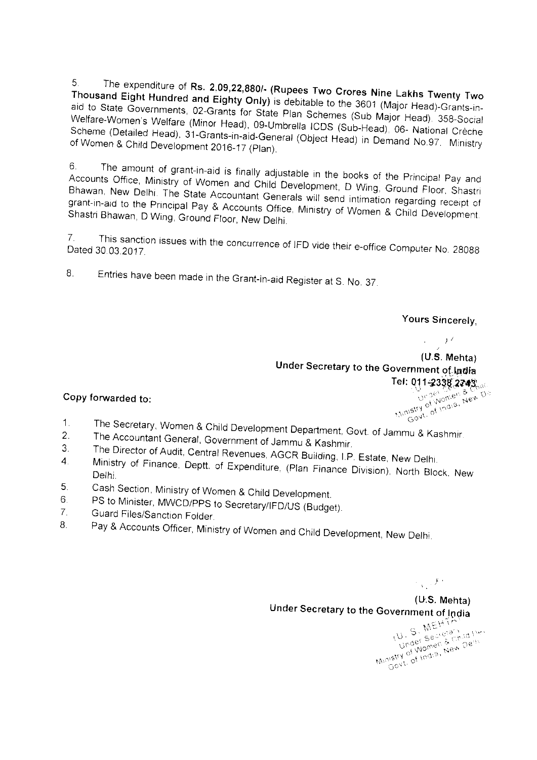5. The expenditure of **Rs. 2,09,22,880/- (Rupees Two Crores Nine Lakhs Twenty Two Thousand Eight Hundred and Eighty Only)** is debitable to the 3601 (Major Head)-Grants-in-aid to State Governments, 02-Grants for State Plan Schemes (Sub Major Head), 358-Social Welfare-Women's Welfare (Minor Head), 09-Umbrella ICDS (Sub-Head), 06- National Crèche Scheme (Detailed Head), 31-Grants-in-aid-General (Object Head) in Demand No.97, Ministry of Women & Child Development 2016-17 (Plan).

6. The amount of grant-in-aid is finally adjustable in the books of the Principal Pay and Accounts Office, Ministry of Women and Child Development, D Wing, Ground Floor, Shastri Bhawan, New Delhi. The State Accountant Generals will send intimation regarding receipt of grant-in-aid to the Principal Pay & Accounts Office, Ministry of Women & Child Development, Shastri Bhawan, D Wing, Ground Floor, New Delhi.

7. This sanction issues with the concurrence of IFD vide their e-office Computer No. 28088 Dated 30.03.2017.

8. Entries have been made in the Grant-in-aid Register at S. No. 37.

**Yours Sincerely,**

**(U.S. Mehta)**
**Under Secretary to the Government of India**
**Tel: 011-2338 2743**

**Copy forwarded to:**

1. The Secretary, Women & Child Development Department, Govt. of Jammu & Kashmir.
2. The Accountant General, Government of Jammu & Kashmir.
3. The Director of Audit, Central Revenues, AGCR Building, I.P. Estate, New Delhi.
4. Ministry of Finance, Deptt. of Expenditure, (Plan Finance Division), North Block, New Delhi.
5. Cash Section, Ministry of Women & Child Development.
6. PS to Minister, MWCD/PPS to Secretary/IFD/US (Budget).
7. Guard Files/Sanction Folder.
8. Pay & Accounts Officer, Ministry of Women and Child Development, New Delhi.

**(U.S. Mehta)**
**Under Secretary to the Government of India**